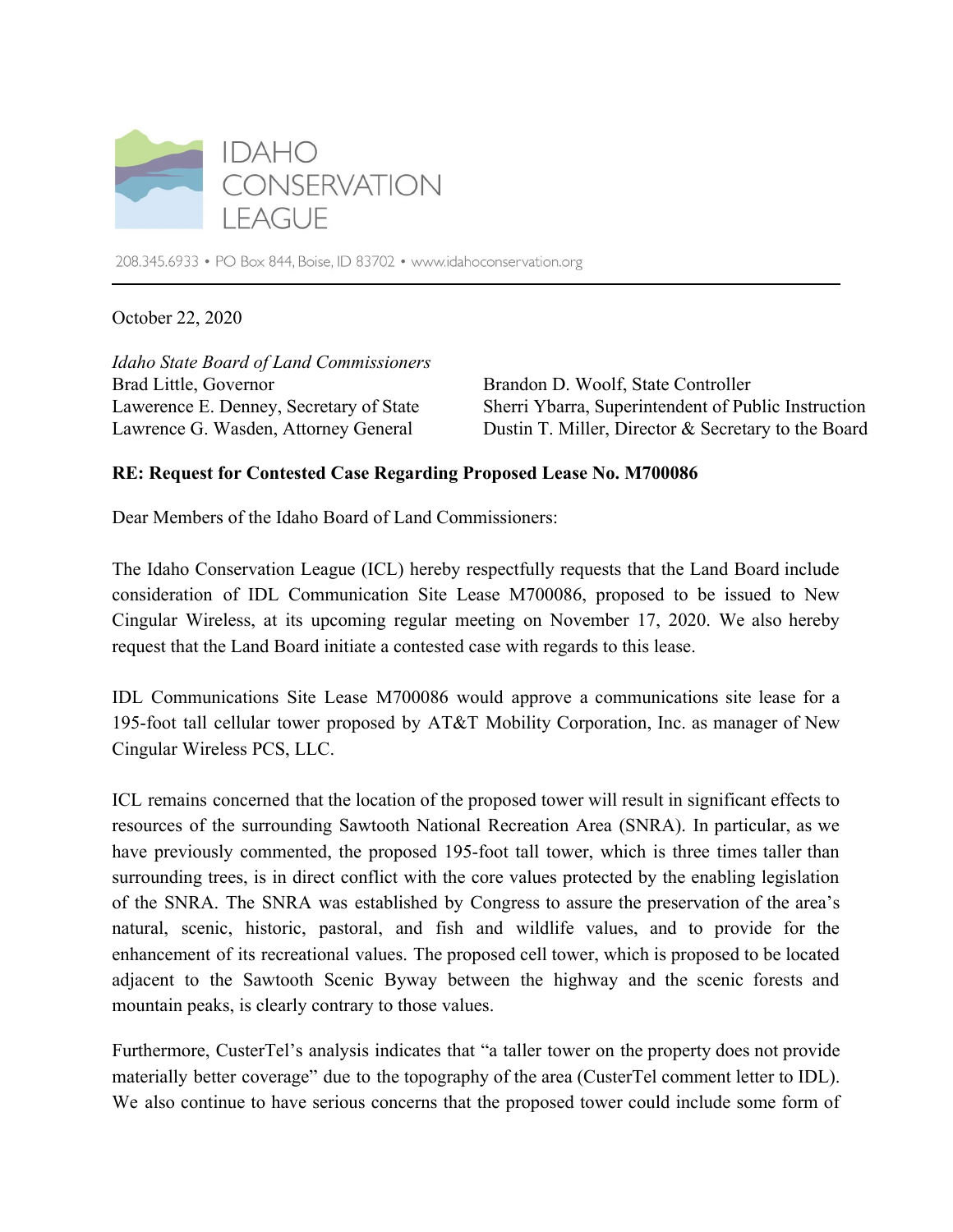IDAHO CONSERVATION LEAGUE

208.345.6933 • PO Box 844, Boise, ID 83702 • www.idahoconservation.org

October 22, 2020

*Idaho State Board of Land Commissioners*
Brad Little, Governor
Lawerence E. Denney, Secretary of State
Lawrence G. Wasden, Attorney General
Brandon D. Woolf, State Controller
Sherri Ybarra, Superintendent of Public Instruction
Dustin T. Miller, Director & Secretary to the Board

**RE: Request for Contested Case Regarding Proposed Lease No. M700086**

Dear Members of the Idaho Board of Land Commissioners:

The Idaho Conservation League (ICL) hereby respectfully requests that the Land Board include consideration of IDL Communication Site Lease M700086, proposed to be issued to New Cingular Wireless, at its upcoming regular meeting on November 17, 2020. We also hereby request that the Land Board initiate a contested case with regards to this lease.

IDL Communications Site Lease M700086 would approve a communications site lease for a 195-foot tall cellular tower proposed by AT&T Mobility Corporation, Inc. as manager of New Cingular Wireless PCS, LLC.

ICL remains concerned that the location of the proposed tower will result in significant effects to resources of the surrounding Sawtooth National Recreation Area (SNRA). In particular, as we have previously commented, the proposed 195-foot tall tower, which is three times taller than surrounding trees, is in direct conflict with the core values protected by the enabling legislation of the SNRA. The SNRA was established by Congress to assure the preservation of the area's natural, scenic, historic, pastoral, and fish and wildlife values, and to provide for the enhancement of its recreational values. The proposed cell tower, which is proposed to be located adjacent to the Sawtooth Scenic Byway between the highway and the scenic forests and mountain peaks, is clearly contrary to those values.

Furthermore, CusterTel's analysis indicates that "a taller tower on the property does not provide materially better coverage" due to the topography of the area (CusterTel comment letter to IDL). We also continue to have serious concerns that the proposed tower could include some form of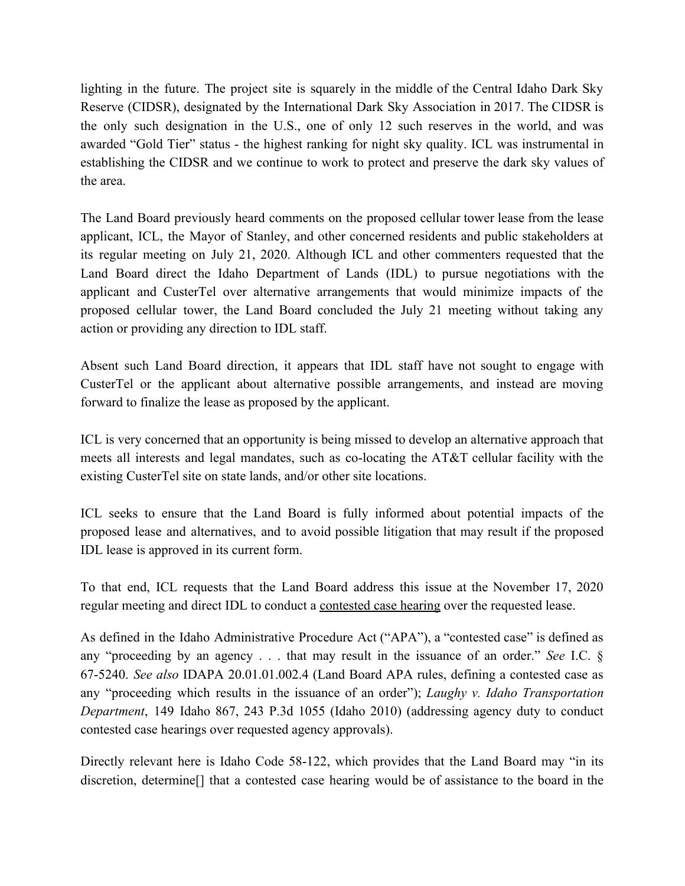lighting in the future. The project site is squarely in the middle of the Central Idaho Dark Sky Reserve (CIDSR), designated by the International Dark Sky Association in 2017. The CIDSR is the only such designation in the U.S., one of only 12 such reserves in the world, and was awarded "Gold Tier" status - the highest ranking for night sky quality. ICL was instrumental in establishing the CIDSR and we continue to work to protect and preserve the dark sky values of the area.

The Land Board previously heard comments on the proposed cellular tower lease from the lease applicant, ICL, the Mayor of Stanley, and other concerned residents and public stakeholders at its regular meeting on July 21, 2020. Although ICL and other commenters requested that the Land Board direct the Idaho Department of Lands (IDL) to pursue negotiations with the applicant and CusterTel over alternative arrangements that would minimize impacts of the proposed cellular tower, the Land Board concluded the July 21 meeting without taking any action or providing any direction to IDL staff.

Absent such Land Board direction, it appears that IDL staff have not sought to engage with CusterTel or the applicant about alternative possible arrangements, and instead are moving forward to finalize the lease as proposed by the applicant.

ICL is very concerned that an opportunity is being missed to develop an alternative approach that meets all interests and legal mandates, such as co-locating the AT&T cellular facility with the existing CusterTel site on state lands, and/or other site locations.

ICL seeks to ensure that the Land Board is fully informed about potential impacts of the proposed lease and alternatives, and to avoid possible litigation that may result if the proposed IDL lease is approved in its current form.

To that end, ICL requests that the Land Board address this issue at the November 17, 2020 regular meeting and direct IDL to conduct a <u>contested case hearing</u> over the requested lease.

As defined in the Idaho Administrative Procedure Act ("APA"), a "contested case" is defined as any "proceeding by an agency . . . that may result in the issuance of an order." *See* I.C. § 67-5240. *See also* IDAPA 20.01.01.002.4 (Land Board APA rules, defining a contested case as any "proceeding which results in the issuance of an order"); *Laughy v. Idaho Transportation Department*, 149 Idaho 867, 243 P.3d 1055 (Idaho 2010) (addressing agency duty to conduct contested case hearings over requested agency approvals).

Directly relevant here is Idaho Code 58-122, which provides that the Land Board may "in its discretion, determine[] that a contested case hearing would be of assistance to the board in the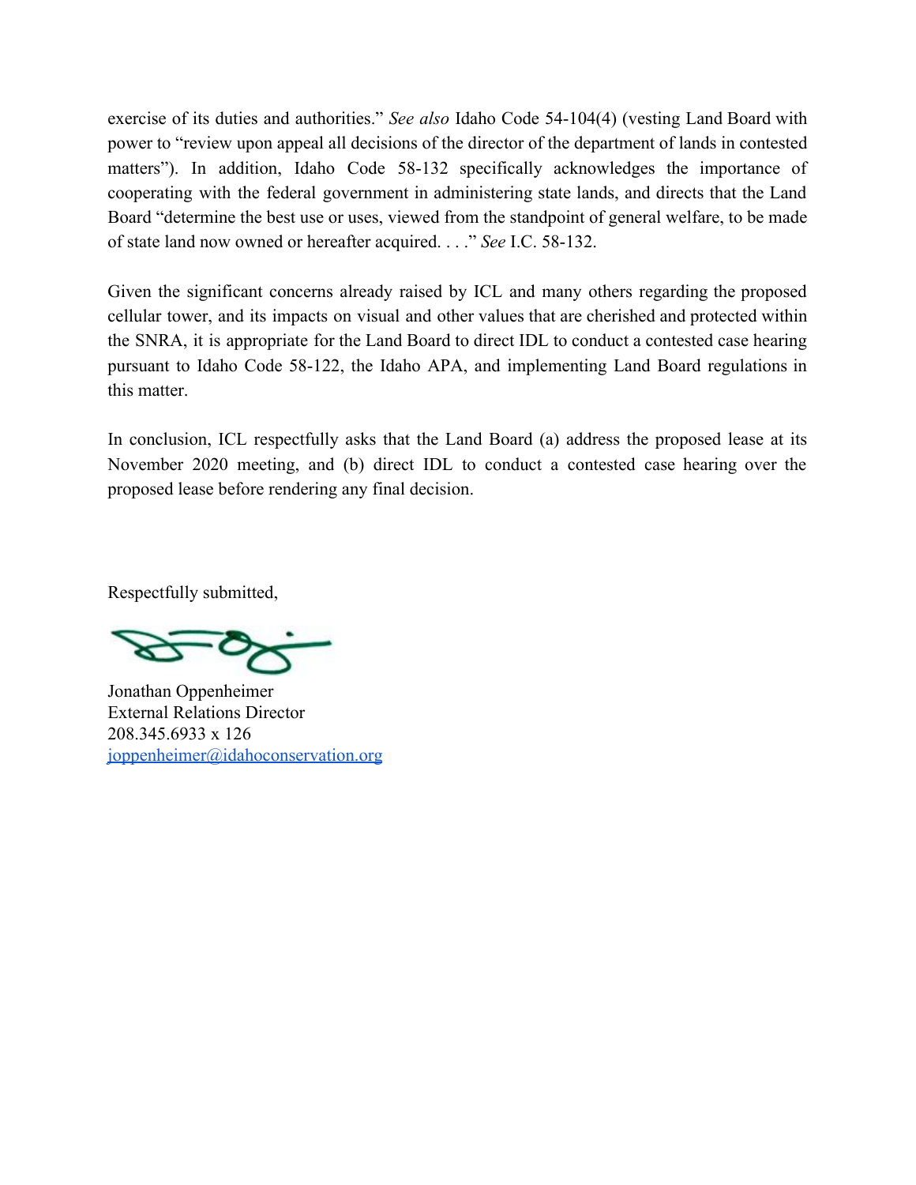exercise of its duties and authorities." *See also* Idaho Code 54-104(4) (vesting Land Board with power to "review upon appeal all decisions of the director of the department of lands in contested matters"). In addition, Idaho Code 58-132 specifically acknowledges the importance of cooperating with the federal government in administering state lands, and directs that the Land Board "determine the best use or uses, viewed from the standpoint of general welfare, to be made of state land now owned or hereafter acquired. . . ." *See* I.C. 58-132.

Given the significant concerns already raised by ICL and many others regarding the proposed cellular tower, and its impacts on visual and other values that are cherished and protected within the SNRA, it is appropriate for the Land Board to direct IDL to conduct a contested case hearing pursuant to Idaho Code 58-122, the Idaho APA, and implementing Land Board regulations in this matter.

In conclusion, ICL respectfully asks that the Land Board (a) address the proposed lease at its November 2020 meeting, and (b) direct IDL to conduct a contested case hearing over the proposed lease before rendering any final decision.

Respectfully submitted,

Jonathan Oppenheimer
External Relations Director
208.345.6933 x 126
joppenheimer@idahoconservation.org